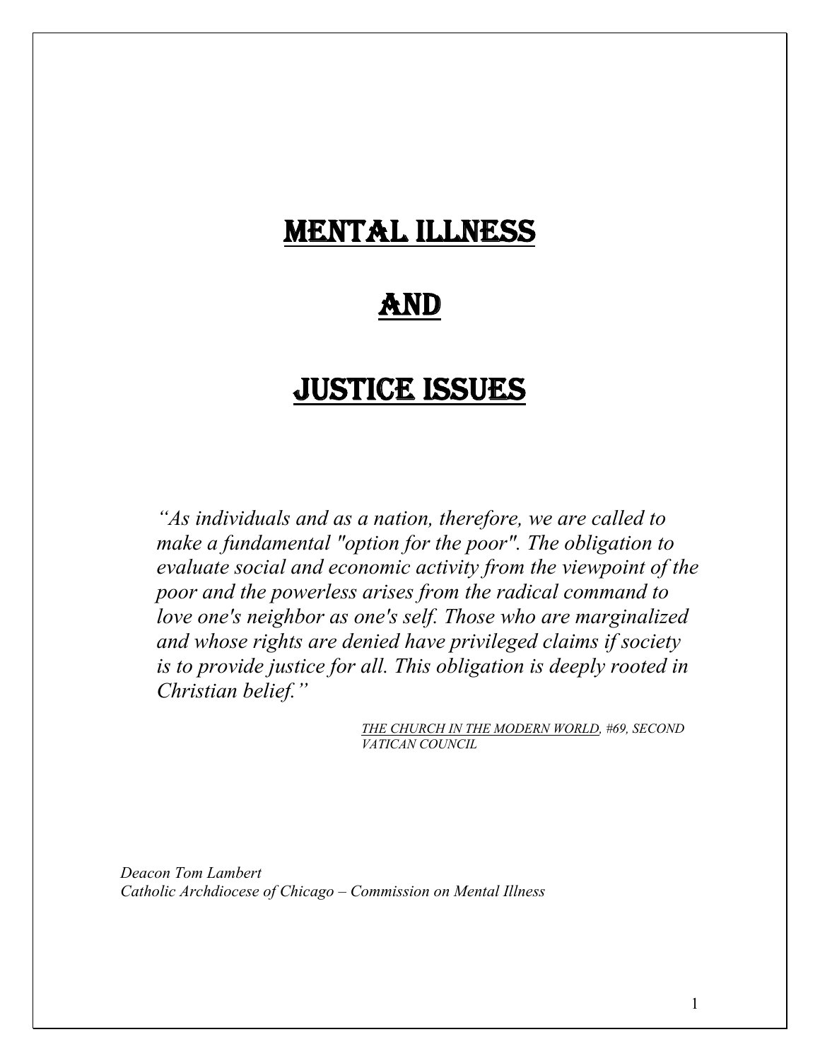# MENTAL ILLNESS

# AND

# JUSTICE ISSUES

*"As individuals and as a nation, therefore, we are called to make a fundamental "option for the poor". The obligation to evaluate social and economic activity from the viewpoint of the poor and the powerless arises from the radical command to love one's neighbor as one's self. Those who are marginalized and whose rights are denied have privileged claims if society is to provide justice for all. This obligation is deeply rooted in Christian belief."*

*THE CHURCH IN THE MODERN WORLD, #69, SECOND VATICAN COUNCIL*

*Deacon Tom Lambert*
*Catholic Archdiocese of Chicago – Commission on Mental Illness*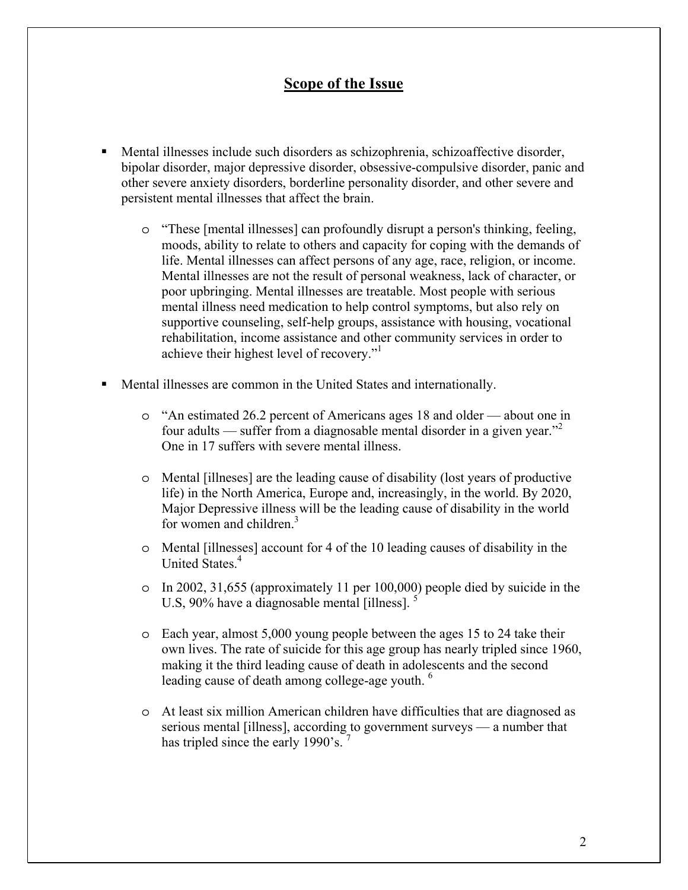## Scope of the Issue

- Mental illnesses include such disorders as schizophrenia, schizoaffective disorder, bipolar disorder, major depressive disorder, obsessive-compulsive disorder, panic and other severe anxiety disorders, borderline personality disorder, and other severe and persistent mental illnesses that affect the brain.
  - "These [mental illnesses] can profoundly disrupt a person's thinking, feeling, moods, ability to relate to others and capacity for coping with the demands of life. Mental illnesses can affect persons of any age, race, religion, or income. Mental illnesses are not the result of personal weakness, lack of character, or poor upbringing. Mental illnesses are treatable. Most people with serious mental illness need medication to help control symptoms, but also rely on supportive counseling, self-help groups, assistance with housing, vocational rehabilitation, income assistance and other community services in order to achieve their highest level of recovery."[1]
- Mental illnesses are common in the United States and internationally.
  - "An estimated 26.2 percent of Americans ages 18 and older — about one in four adults — suffer from a diagnosable mental disorder in a given year."[2] One in 17 suffers with severe mental illness.
  - Mental [illneses] are the leading cause of disability (lost years of productive life) in the North America, Europe and, increasingly, in the world. By 2020, Major Depressive illness will be the leading cause of disability in the world for women and children.[3]
  - Mental [illnesses] account for 4 of the 10 leading causes of disability in the United States.[4]
  - In 2002, 31,655 (approximately 11 per 100,000) people died by suicide in the U.S, 90% have a diagnosable mental [illness].[5]
  - Each year, almost 5,000 young people between the ages 15 to 24 take their own lives. The rate of suicide for this age group has nearly tripled since 1960, making it the third leading cause of death in adolescents and the second leading cause of death among college-age youth.[6]
  - At least six million American children have difficulties that are diagnosed as serious mental [illness], according to government surveys — a number that has tripled since the early 1990's.[7]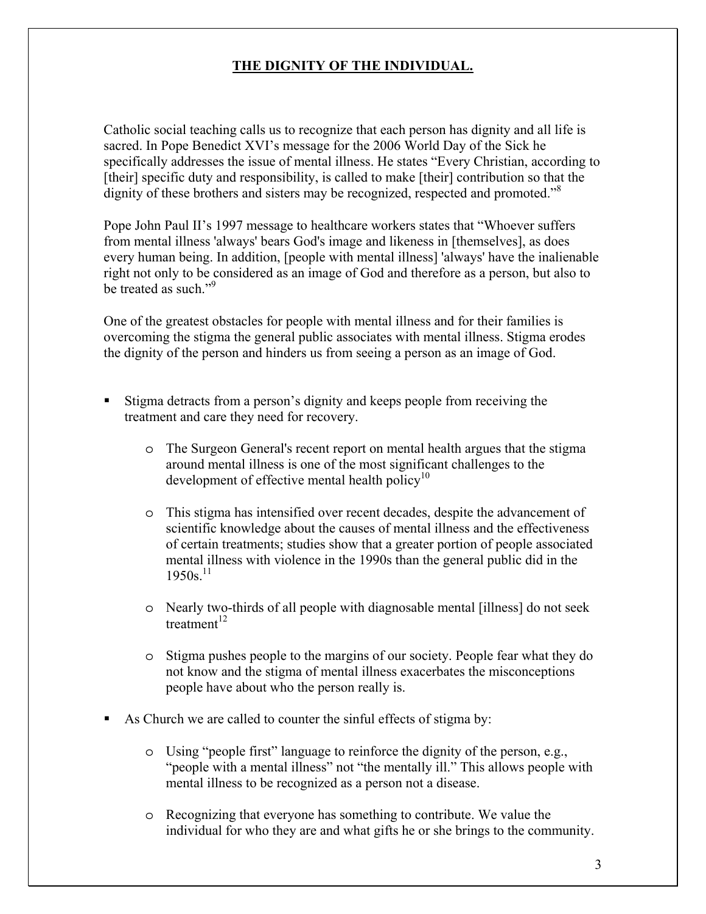## THE DIGNITY OF THE INDIVIDUAL.

Catholic social teaching calls us to recognize that each person has dignity and all life is sacred. In Pope Benedict XVI's message for the 2006 World Day of the Sick he specifically addresses the issue of mental illness. He states "Every Christian, according to [their] specific duty and responsibility, is called to make [their] contribution so that the dignity of these brothers and sisters may be recognized, respected and promoted."[8]

Pope John Paul II's 1997 message to healthcare workers states that "Whoever suffers from mental illness 'always' bears God's image and likeness in [themselves], as does every human being. In addition, [people with mental illness] 'always' have the inalienable right not only to be considered as an image of God and therefore as a person, but also to be treated as such."[9]

One of the greatest obstacles for people with mental illness and for their families is overcoming the stigma the general public associates with mental illness. Stigma erodes the dignity of the person and hinders us from seeing a person as an image of God.

- Stigma detracts from a person's dignity and keeps people from receiving the treatment and care they need for recovery.
  - The Surgeon General's recent report on mental health argues that the stigma around mental illness is one of the most significant challenges to the development of effective mental health policy[10]
  - This stigma has intensified over recent decades, despite the advancement of scientific knowledge about the causes of mental illness and the effectiveness of certain treatments; studies show that a greater portion of people associated mental illness with violence in the 1990s than the general public did in the 1950s.[11]
  - Nearly two-thirds of all people with diagnosable mental [illness] do not seek treatment[12]
  - Stigma pushes people to the margins of our society. People fear what they do not know and the stigma of mental illness exacerbates the misconceptions people have about who the person really is.
- As Church we are called to counter the sinful effects of stigma by:
  - Using "people first" language to reinforce the dignity of the person, e.g., "people with a mental illness" not "the mentally ill." This allows people with mental illness to be recognized as a person not a disease.
  - Recognizing that everyone has something to contribute. We value the individual for who they are and what gifts he or she brings to the community.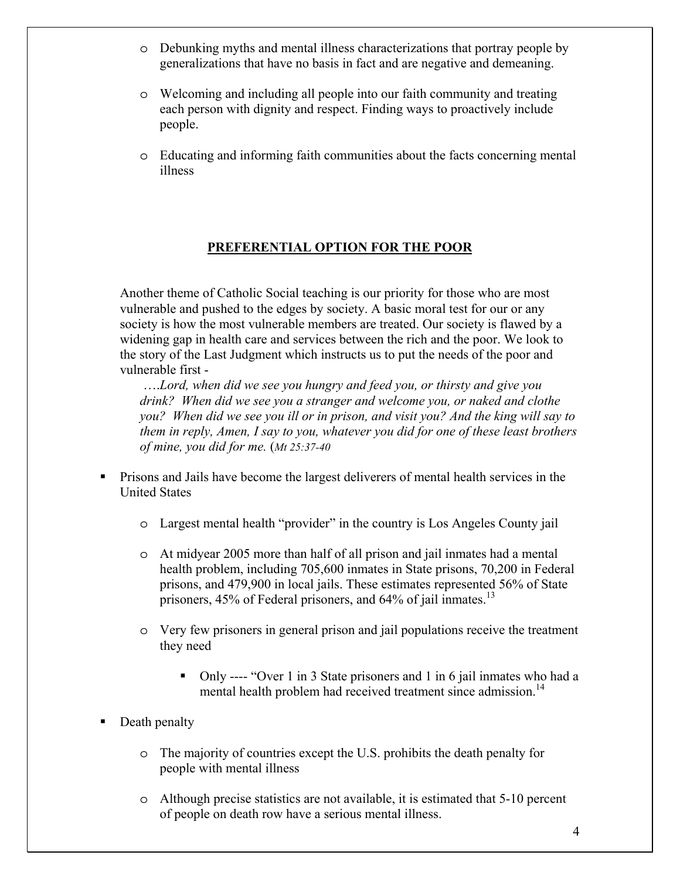- Debunking myths and mental illness characterizations that portray people by generalizations that have no basis in fact and are negative and demeaning.

- Welcoming and including all people into our faith community and treating each person with dignity and respect. Finding ways to proactively include people.

- Educating and informing faith communities about the facts concerning mental illness

## PREFERENTIAL OPTION FOR THE POOR

Another theme of Catholic Social teaching is our priority for those who are most vulnerable and pushed to the edges by society. A basic moral test for our or any society is how the most vulnerable members are treated. Our society is flawed by a widening gap in health care and services between the rich and the poor. We look to the story of the Last Judgment which instructs us to put the needs of the poor and vulnerable first -

> *….Lord, when did we see you hungry and feed you, or thirsty and give you drink? When did we see you a stranger and welcome you, or naked and clothe you? When did we see you ill or in prison, and visit you? And the king will say to them in reply, Amen, I say to you, whatever you did for one of these least brothers of mine, you did for me.* (*Mt 25:37-40*

- Prisons and Jails have become the largest deliverers of mental health services in the United States
  - Largest mental health "provider" in the country is Los Angeles County jail
  - At midyear 2005 more than half of all prison and jail inmates had a mental health problem, including 705,600 inmates in State prisons, 70,200 in Federal prisons, and 479,900 in local jails. These estimates represented 56% of State prisoners, 45% of Federal prisoners, and 64% of jail inmates.[13]
  - Very few prisoners in general prison and jail populations receive the treatment they need
    - Only ---- "Over 1 in 3 State prisoners and 1 in 6 jail inmates who had a mental health problem had received treatment since admission.[14]
- Death penalty
  - The majority of countries except the U.S. prohibits the death penalty for people with mental illness
  - Although precise statistics are not available, it is estimated that 5-10 percent of people on death row have a serious mental illness.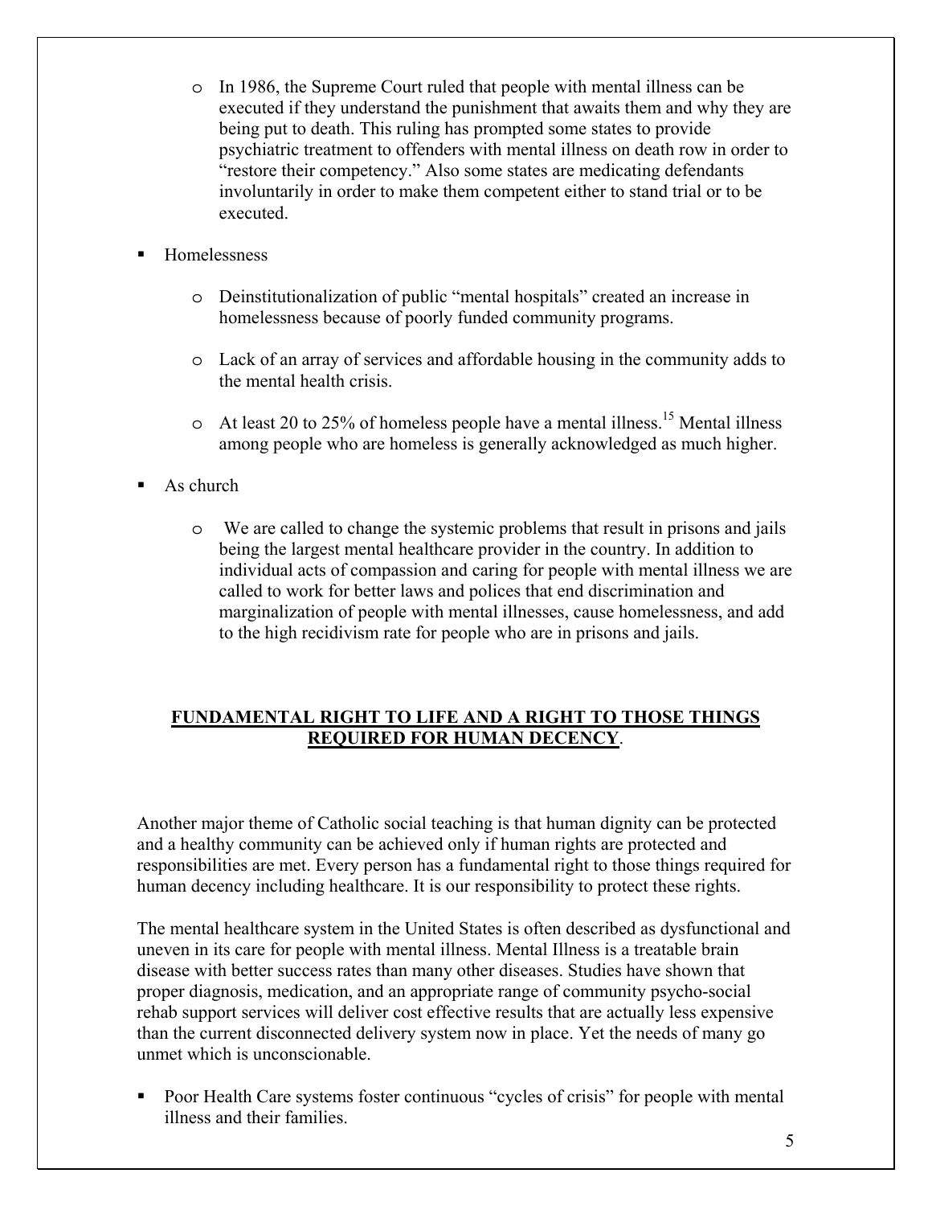- In 1986, the Supreme Court ruled that people with mental illness can be executed if they understand the punishment that awaits them and why they are being put to death. This ruling has prompted some states to provide psychiatric treatment to offenders with mental illness on death row in order to "restore their competency." Also some states are medicating defendants involuntarily in order to make them competent either to stand trial or to be executed.

- Homelessness

    - Deinstitutionalization of public "mental hospitals" created an increase in homelessness because of poorly funded community programs.

    - Lack of an array of services and affordable housing in the community adds to the mental health crisis.

    - At least 20 to 25% of homeless people have a mental illness.[15] Mental illness among people who are homeless is generally acknowledged as much higher.

- As church

    - We are called to change the systemic problems that result in prisons and jails being the largest mental healthcare provider in the country. In addition to individual acts of compassion and caring for people with mental illness we are called to work for better laws and polices that end discrimination and marginalization of people with mental illnesses, cause homelessness, and add to the high recidivism rate for people who are in prisons and jails.

## FUNDAMENTAL RIGHT TO LIFE AND A RIGHT TO THOSE THINGS REQUIRED FOR HUMAN DECENCY.

Another major theme of Catholic social teaching is that human dignity can be protected and a healthy community can be achieved only if human rights are protected and responsibilities are met. Every person has a fundamental right to those things required for human decency including healthcare. It is our responsibility to protect these rights.

The mental healthcare system in the United States is often described as dysfunctional and uneven in its care for people with mental illness. Mental Illness is a treatable brain disease with better success rates than many other diseases. Studies have shown that proper diagnosis, medication, and an appropriate range of community psycho-social rehab support services will deliver cost effective results that are actually less expensive than the current disconnected delivery system now in place. Yet the needs of many go unmet which is unconscionable.

- Poor Health Care systems foster continuous "cycles of crisis" for people with mental illness and their families.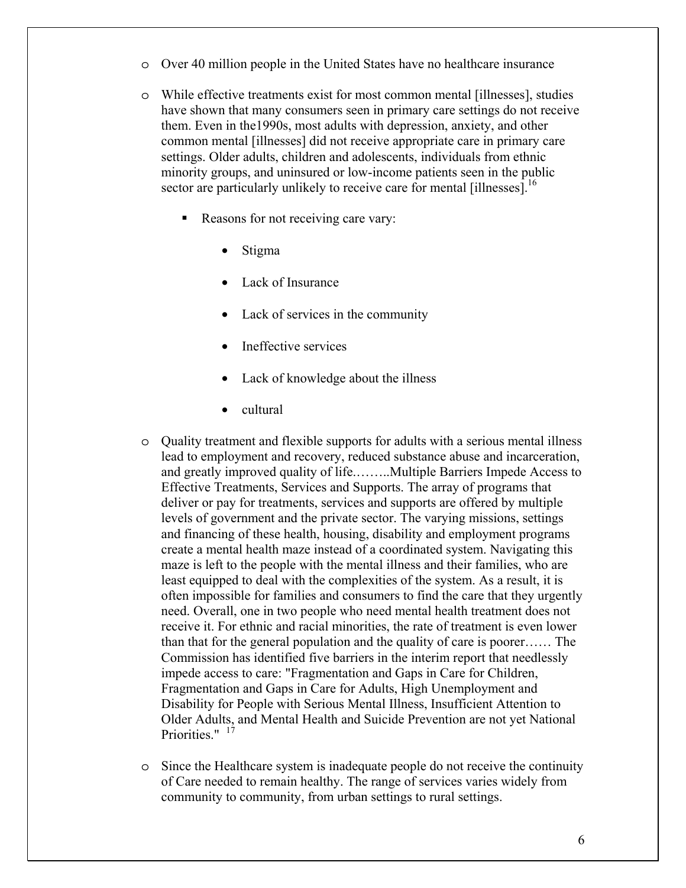- Over 40 million people in the United States have no healthcare insurance

- While effective treatments exist for most common mental [illnesses], studies have shown that many consumers seen in primary care settings do not receive them. Even in the1990s, most adults with depression, anxiety, and other common mental [illnesses] did not receive appropriate care in primary care settings. Older adults, children and adolescents, individuals from ethnic minority groups, and uninsured or low-income patients seen in the public sector are particularly unlikely to receive care for mental [illnesses].[16]

  - Reasons for not receiving care vary:

    - Stigma
    - Lack of Insurance
    - Lack of services in the community
    - Ineffective services
    - Lack of knowledge about the illness
    - cultural

- Quality treatment and flexible supports for adults with a serious mental illness lead to employment and recovery, reduced substance abuse and incarceration, and greatly improved quality of life.……..Multiple Barriers Impede Access to Effective Treatments, Services and Supports. The array of programs that deliver or pay for treatments, services and supports are offered by multiple levels of government and the private sector. The varying missions, settings and financing of these health, housing, disability and employment programs create a mental health maze instead of a coordinated system. Navigating this maze is left to the people with the mental illness and their families, who are least equipped to deal with the complexities of the system. As a result, it is often impossible for families and consumers to find the care that they urgently need. Overall, one in two people who need mental health treatment does not receive it. For ethnic and racial minorities, the rate of treatment is even lower than that for the general population and the quality of care is poorer…… The Commission has identified five barriers in the interim report that needlessly impede access to care: "Fragmentation and Gaps in Care for Children, Fragmentation and Gaps in Care for Adults, High Unemployment and Disability for People with Serious Mental Illness, Insufficient Attention to Older Adults, and Mental Health and Suicide Prevention are not yet National Priorities." [17]

- Since the Healthcare system is inadequate people do not receive the continuity of Care needed to remain healthy. The range of services varies widely from community to community, from urban settings to rural settings.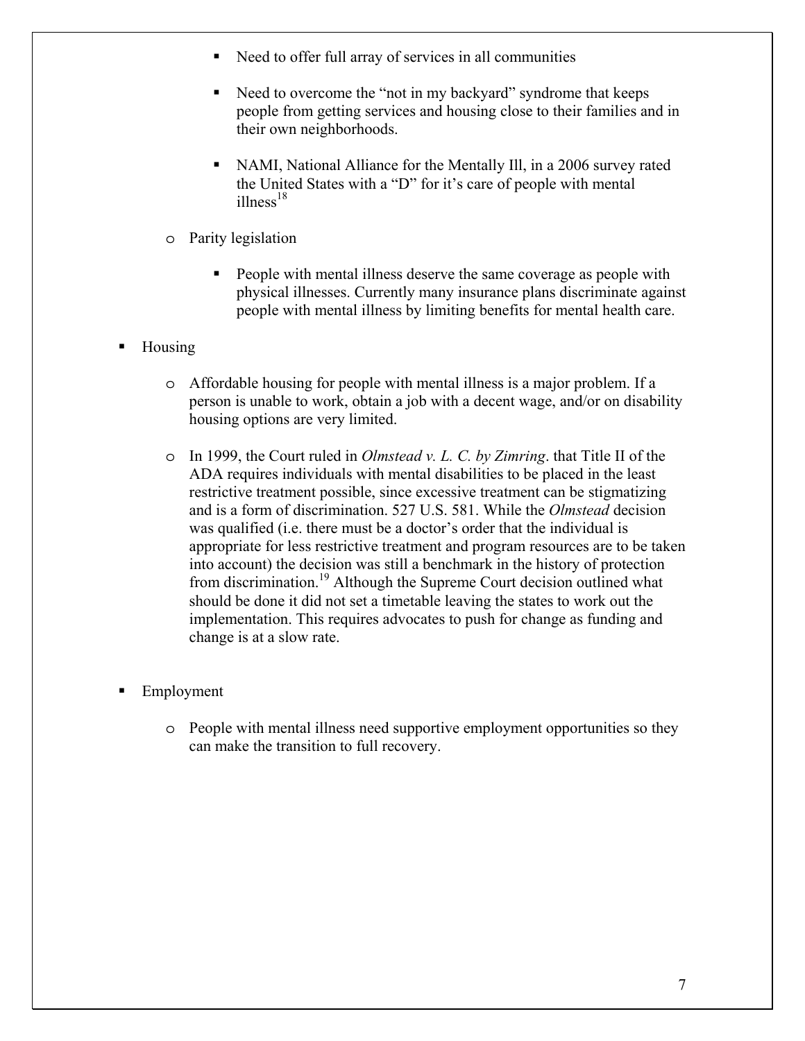- Need to offer full array of services in all communities
        - Need to overcome the "not in my backyard" syndrome that keeps people from getting services and housing close to their families and in their own neighborhoods.
        - NAMI, National Alliance for the Mentally Ill, in a 2006 survey rated the United States with a "D" for it's care of people with mental illness[18]
    - Parity legislation
        - People with mental illness deserve the same coverage as people with physical illnesses. Currently many insurance plans discriminate against people with mental illness by limiting benefits for mental health care.

- Housing
    - Affordable housing for people with mental illness is a major problem. If a person is unable to work, obtain a job with a decent wage, and/or on disability housing options are very limited.
    - In 1999, the Court ruled in *Olmstead v. L. C. by Zimring*. that Title II of the ADA requires individuals with mental disabilities to be placed in the least restrictive treatment possible, since excessive treatment can be stigmatizing and is a form of discrimination. 527 U.S. 581. While the *Olmstead* decision was qualified (i.e. there must be a doctor's order that the individual is appropriate for less restrictive treatment and program resources are to be taken into account) the decision was still a benchmark in the history of protection from discrimination.[19] Although the Supreme Court decision outlined what should be done it did not set a timetable leaving the states to work out the implementation. This requires advocates to push for change as funding and change is at a slow rate.

- Employment
    - People with mental illness need supportive employment opportunities so they can make the transition to full recovery.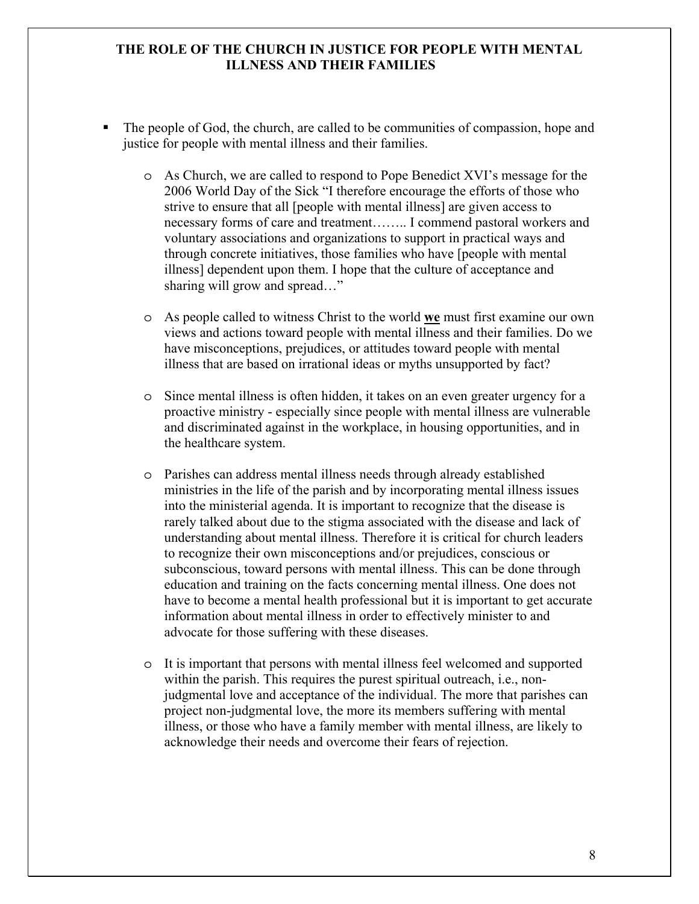## THE ROLE OF THE CHURCH IN JUSTICE FOR PEOPLE WITH MENTAL ILLNESS AND THEIR FAMILIES

- The people of God, the church, are called to be communities of compassion, hope and justice for people with mental illness and their families.
  - As Church, we are called to respond to Pope Benedict XVI's message for the 2006 World Day of the Sick "I therefore encourage the efforts of those who strive to ensure that all [people with mental illness] are given access to necessary forms of care and treatment…….. I commend pastoral workers and voluntary associations and organizations to support in practical ways and through concrete initiatives, those families who have [people with mental illness] dependent upon them. I hope that the culture of acceptance and sharing will grow and spread…"
  - As people called to witness Christ to the world **<u>we</u>** must first examine our own views and actions toward people with mental illness and their families. Do we have misconceptions, prejudices, or attitudes toward people with mental illness that are based on irrational ideas or myths unsupported by fact?
  - Since mental illness is often hidden, it takes on an even greater urgency for a proactive ministry - especially since people with mental illness are vulnerable and discriminated against in the workplace, in housing opportunities, and in the healthcare system.
  - Parishes can address mental illness needs through already established ministries in the life of the parish and by incorporating mental illness issues into the ministerial agenda. It is important to recognize that the disease is rarely talked about due to the stigma associated with the disease and lack of understanding about mental illness. Therefore it is critical for church leaders to recognize their own misconceptions and/or prejudices, conscious or subconscious, toward persons with mental illness. This can be done through education and training on the facts concerning mental illness. One does not have to become a mental health professional but it is important to get accurate information about mental illness in order to effectively minister to and advocate for those suffering with these diseases.
  - It is important that persons with mental illness feel welcomed and supported within the parish. This requires the purest spiritual outreach, i.e., non-judgmental love and acceptance of the individual. The more that parishes can project non-judgmental love, the more its members suffering with mental illness, or those who have a family member with mental illness, are likely to acknowledge their needs and overcome their fears of rejection.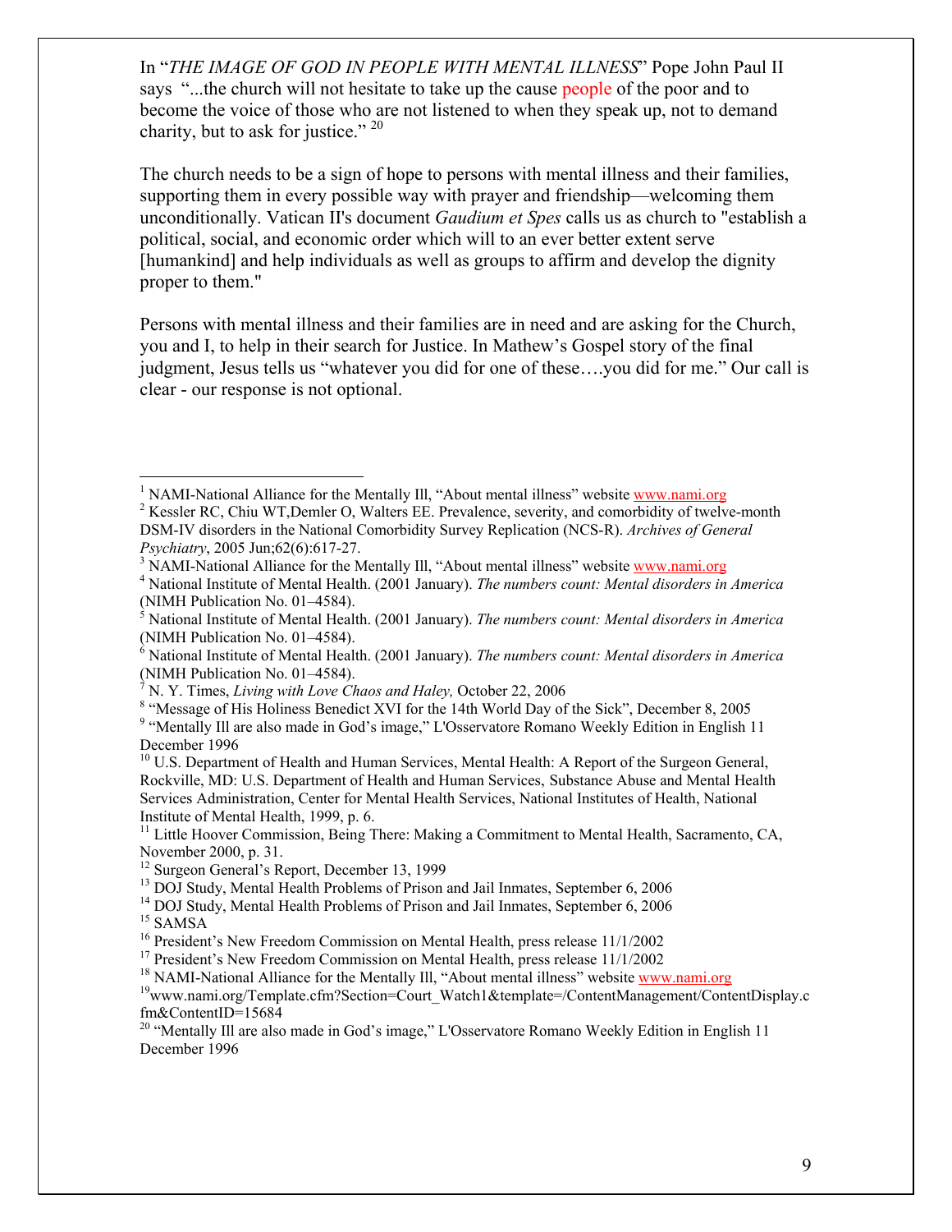In "*THE IMAGE OF GOD IN PEOPLE WITH MENTAL ILLNESS*" Pope John Paul II says "...the church will not hesitate to take up the cause people of the poor and to become the voice of those who are not listened to when they speak up, not to demand charity, but to ask for justice." [20]

The church needs to be a sign of hope to persons with mental illness and their families, supporting them in every possible way with prayer and friendship—welcoming them unconditionally. Vatican II's document *Gaudium et Spes* calls us as church to "establish a political, social, and economic order which will to an ever better extent serve [humankind] and help individuals as well as groups to affirm and develop the dignity proper to them."

Persons with mental illness and their families are in need and are asking for the Church, you and I, to help in their search for Justice. In Mathew's Gospel story of the final judgment, Jesus tells us "whatever you did for one of these….you did for me." Our call is clear - our response is not optional.

---

[1] NAMI-National Alliance for the Mentally Ill, "About mental illness" website www.nami.org

[2] Kessler RC, Chiu WT,Demler O, Walters EE. Prevalence, severity, and comorbidity of twelve-month DSM-IV disorders in the National Comorbidity Survey Replication (NCS-R). *Archives of General Psychiatry*, 2005 Jun;62(6):617-27.

[3] NAMI-National Alliance for the Mentally Ill, "About mental illness" website www.nami.org

[4] National Institute of Mental Health. (2001 January). *The numbers count: Mental disorders in America* (NIMH Publication No. 01–4584).

[5] National Institute of Mental Health. (2001 January). *The numbers count: Mental disorders in America* (NIMH Publication No. 01–4584).

[6] National Institute of Mental Health. (2001 January). *The numbers count: Mental disorders in America* (NIMH Publication No. 01–4584).

[7] N. Y. Times, *Living with Love Chaos and Haley,* October 22, 2006

[8] "Message of His Holiness Benedict XVI for the 14th World Day of the Sick", December 8, 2005

[9] "Mentally Ill are also made in God's image," L'Osservatore Romano Weekly Edition in English 11 December 1996

[10] U.S. Department of Health and Human Services, Mental Health: A Report of the Surgeon General, Rockville, MD: U.S. Department of Health and Human Services, Substance Abuse and Mental Health Services Administration, Center for Mental Health Services, National Institutes of Health, National Institute of Mental Health, 1999, p. 6.

[11] Little Hoover Commission, Being There: Making a Commitment to Mental Health, Sacramento, CA, November 2000, p. 31.

[12] Surgeon General's Report, December 13, 1999

[13] DOJ Study, Mental Health Problems of Prison and Jail Inmates, September 6, 2006

[14] DOJ Study, Mental Health Problems of Prison and Jail Inmates, September 6, 2006

[15] SAMSA

[16] President's New Freedom Commission on Mental Health, press release 11/1/2002

[17] President's New Freedom Commission on Mental Health, press release 11/1/2002

[18] NAMI-National Alliance for the Mentally Ill, "About mental illness" website www.nami.org

[19] www.nami.org/Template.cfm?Section=Court_Watch1&template=/ContentManagement/ContentDisplay.cfm&ContentID=15684

[20] "Mentally Ill are also made in God's image," L'Osservatore Romano Weekly Edition in English 11 December 1996